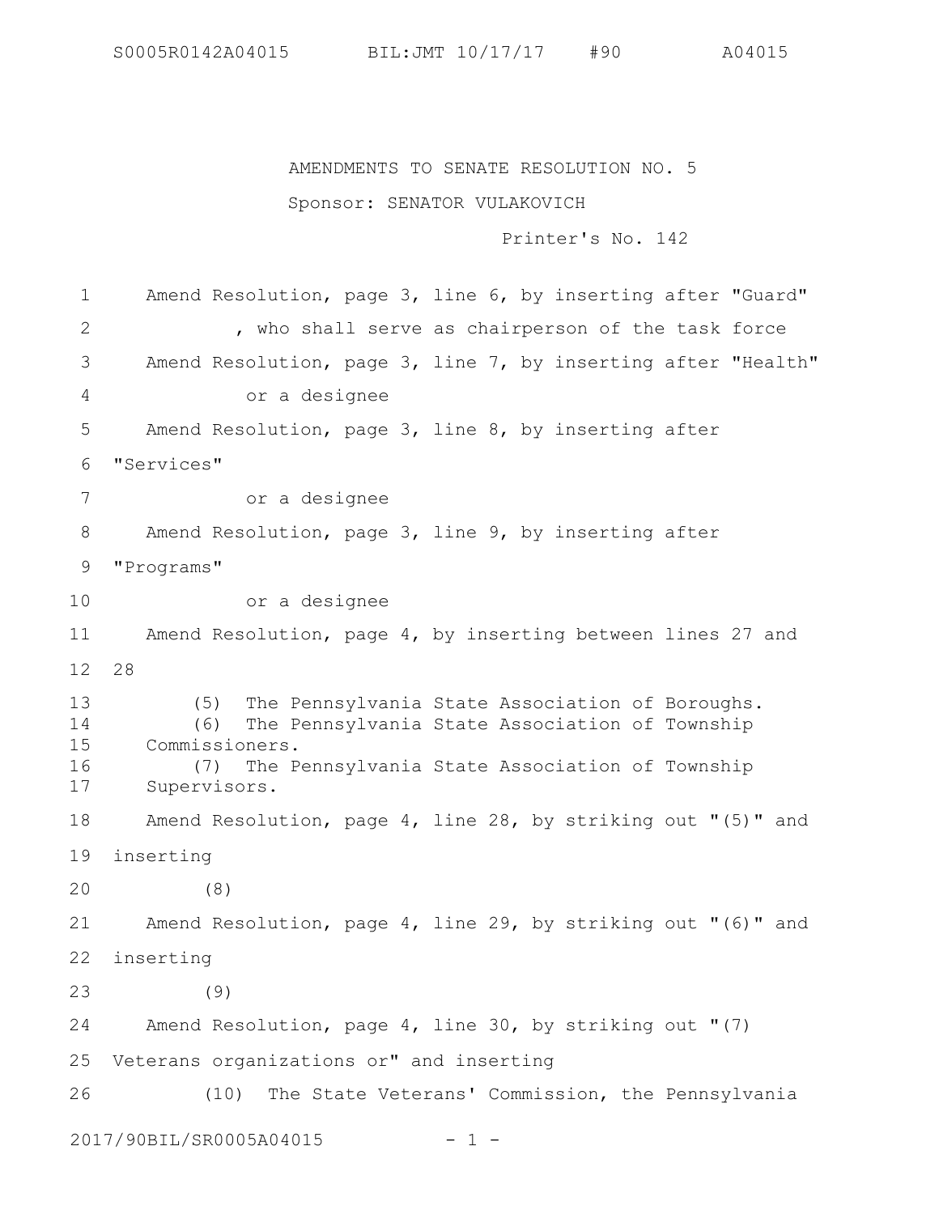AMENDMENTS TO SENATE RESOLUTION NO. 5

Sponsor: SENATOR VULAKOVICH

Printer's No. 142

Amend Resolution, page 3, line 6, by inserting after "Guard"

, who shall serve as chairperson of the task force

Amend Resolution, page 3, line 7, by inserting after "Health"

or a designee

Amend Resolution, page 3, line 8, by inserting after "Services"

or a designee

Amend Resolution, page 3, line 9, by inserting after "Programs"

or a designee

Amend Resolution, page 4, by inserting between lines 27 and 28

(5) The Pennsylvania State Association of Boroughs.

(6) The Pennsylvania State Association of Township Commissioners.

(7) The Pennsylvania State Association of Township Supervisors.

Amend Resolution, page 4, line 28, by striking out "(5)" and inserting

(8)

Amend Resolution, page 4, line 29, by striking out "(6)" and inserting

(9)

Amend Resolution, page 4, line 30, by striking out "(7) Veterans organizations or" and inserting

(10) The State Veterans' Commission, the Pennsylvania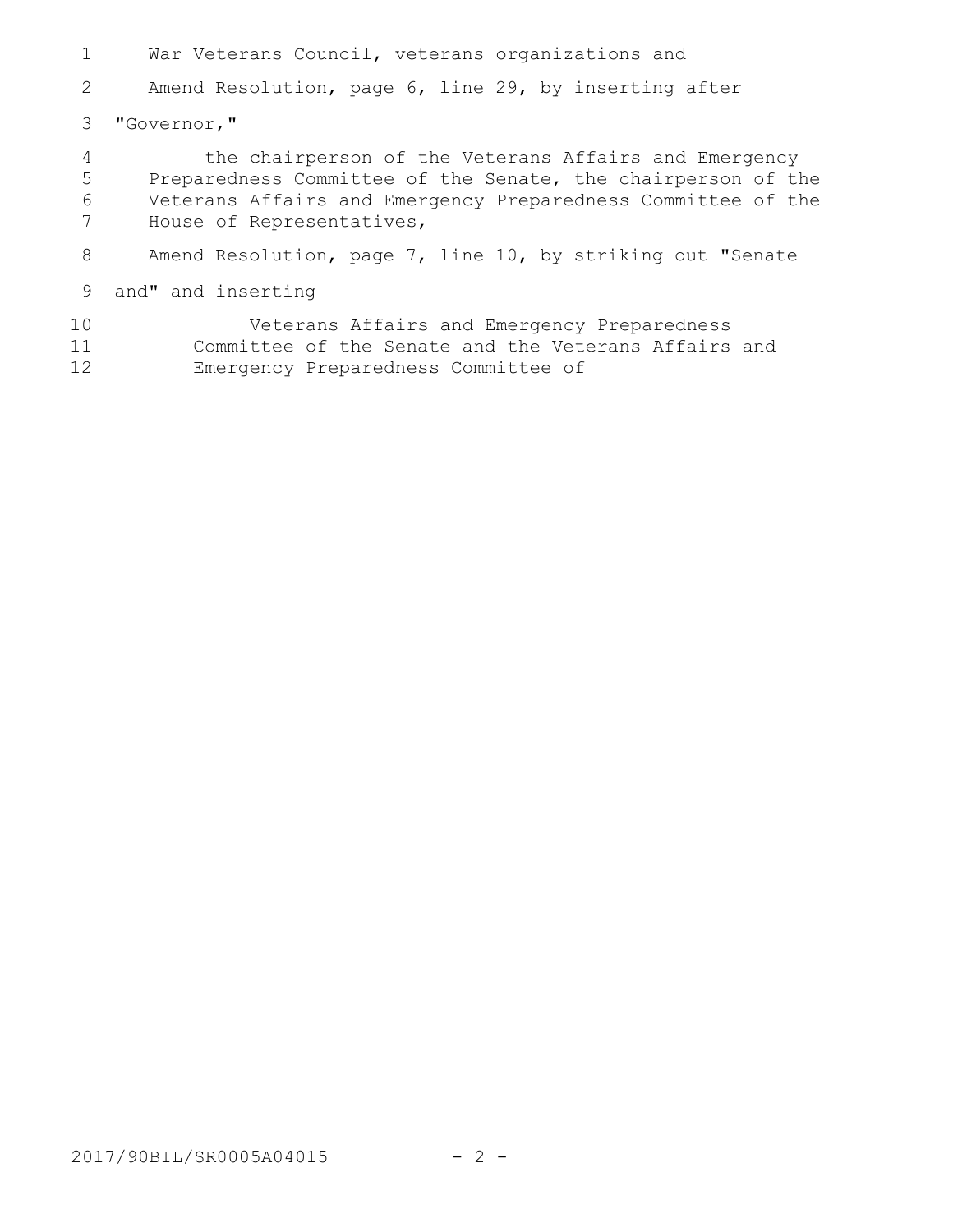War Veterans Council, veterans organizations and

Amend Resolution, page 6, line 29, by inserting after "Governor,"

the chairperson of the Veterans Affairs and Emergency Preparedness Committee of the Senate, the chairperson of the Veterans Affairs and Emergency Preparedness Committee of the House of Representatives,

Amend Resolution, page 7, line 10, by striking out "Senate and" and inserting

Veterans Affairs and Emergency Preparedness Committee of the Senate and the Veterans Affairs and Emergency Preparedness Committee of

2017/90BIL/SR0005A04015